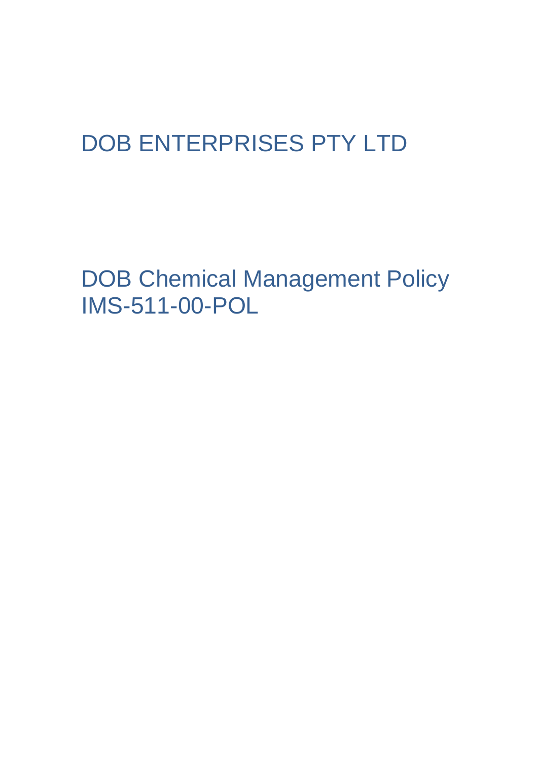# DOB ENTERPRISES PTY LTD

## DOB Chemical Management Policy IMS-511-00-POL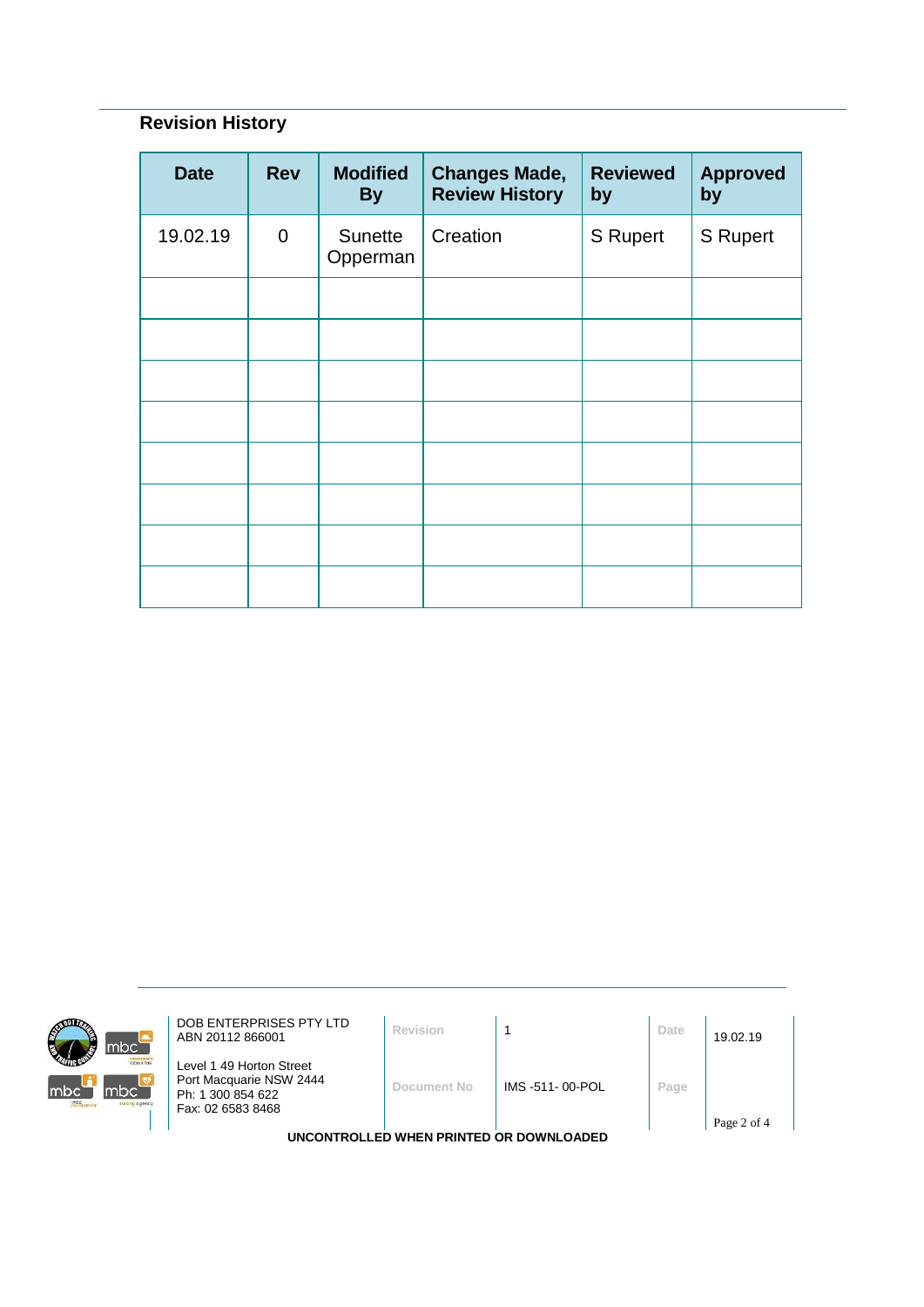## Revision History

| Date | Rev | Modified By | Changes Made, Review History | Reviewed by | Approved by |
|---|---|---|---|---|---|
| 19.02.19 | 0 | Sunette Opperman | Creation | S Rupert | S Rupert |
| | | | | | |
| | | | | | |
| | | | | | |
| | | | | | |
| | | | | | |
| | | | | | |
| | | | | | |
| | | | | | |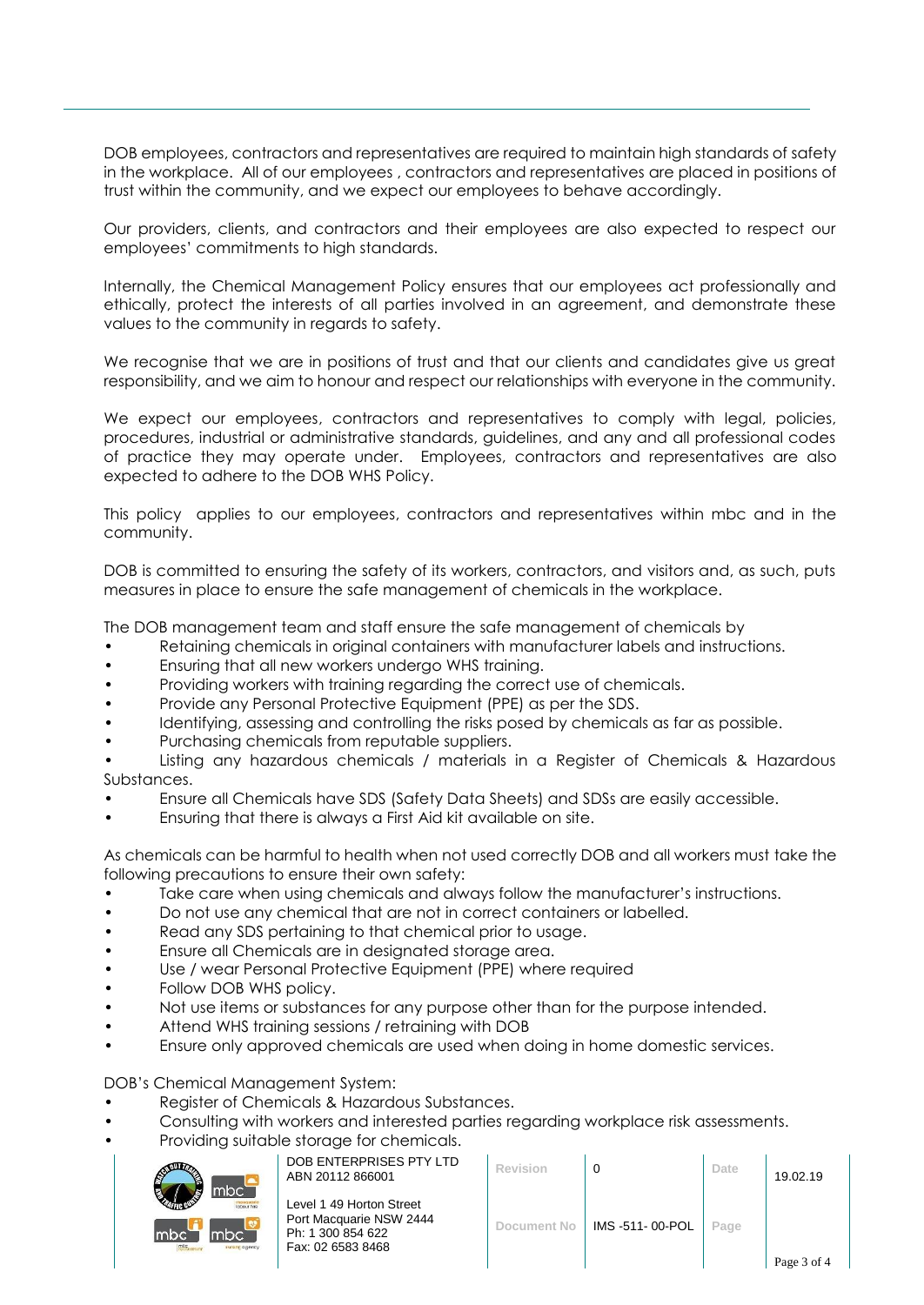DOB employees, contractors and representatives are required to maintain high standards of safety in the workplace. All of our employees , contractors and representatives are placed in positions of trust within the community, and we expect our employees to behave accordingly.

Our providers, clients, and contractors and their employees are also expected to respect our employees' commitments to high standards.

Internally, the Chemical Management Policy ensures that our employees act professionally and ethically, protect the interests of all parties involved in an agreement, and demonstrate these values to the community in regards to safety.

We recognise that we are in positions of trust and that our clients and candidates give us great responsibility, and we aim to honour and respect our relationships with everyone in the community.

We expect our employees, contractors and representatives to comply with legal, policies, procedures, industrial or administrative standards, guidelines, and any and all professional codes of practice they may operate under. Employees, contractors and representatives are also expected to adhere to the DOB WHS Policy.

This policy applies to our employees, contractors and representatives within mbc and in the community.

DOB is committed to ensuring the safety of its workers, contractors, and visitors and, as such, puts measures in place to ensure the safe management of chemicals in the workplace.

The DOB management team and staff ensure the safe management of chemicals by

- Retaining chemicals in original containers with manufacturer labels and instructions.
- Ensuring that all new workers undergo WHS training.
- Providing workers with training regarding the correct use of chemicals.
- Provide any Personal Protective Equipment (PPE) as per the SDS.
- Identifying, assessing and controlling the risks posed by chemicals as far as possible.
- Purchasing chemicals from reputable suppliers.
- Listing any hazardous chemicals / materials in a Register of Chemicals & Hazardous Substances.
- Ensure all Chemicals have SDS (Safety Data Sheets) and SDSs are easily accessible.
- Ensuring that there is always a First Aid kit available on site.

As chemicals can be harmful to health when not used correctly DOB and all workers must take the following precautions to ensure their own safety:

- Take care when using chemicals and always follow the manufacturer's instructions.
- Do not use any chemical that are not in correct containers or labelled.
- Read any SDS pertaining to that chemical prior to usage.
- Ensure all Chemicals are in designated storage area.
- Use / wear Personal Protective Equipment (PPE) where required
- Follow DOB WHS policy.
- Not use items or substances for any purpose other than for the purpose intended.
- Attend WHS training sessions / retraining with DOB
- Ensure only approved chemicals are used when doing in home domestic services.

DOB's Chemical Management System:

- Register of Chemicals & Hazardous Substances.
- Consulting with workers and interested parties regarding workplace risk assessments.
- Providing suitable storage for chemicals.

| | DOB ENTERPRISES PTY LTD ABN 20112 866001 | Revision | 0 | Date | 19.02.19 |
|---|---|---|---|---|---|
| | Level 1 49 Horton Street Port Macquarie NSW 2444 Ph: 1 300 854 622 Fax: 02 6583 8468 | Document No | IMS -511- 00-POL | Page | |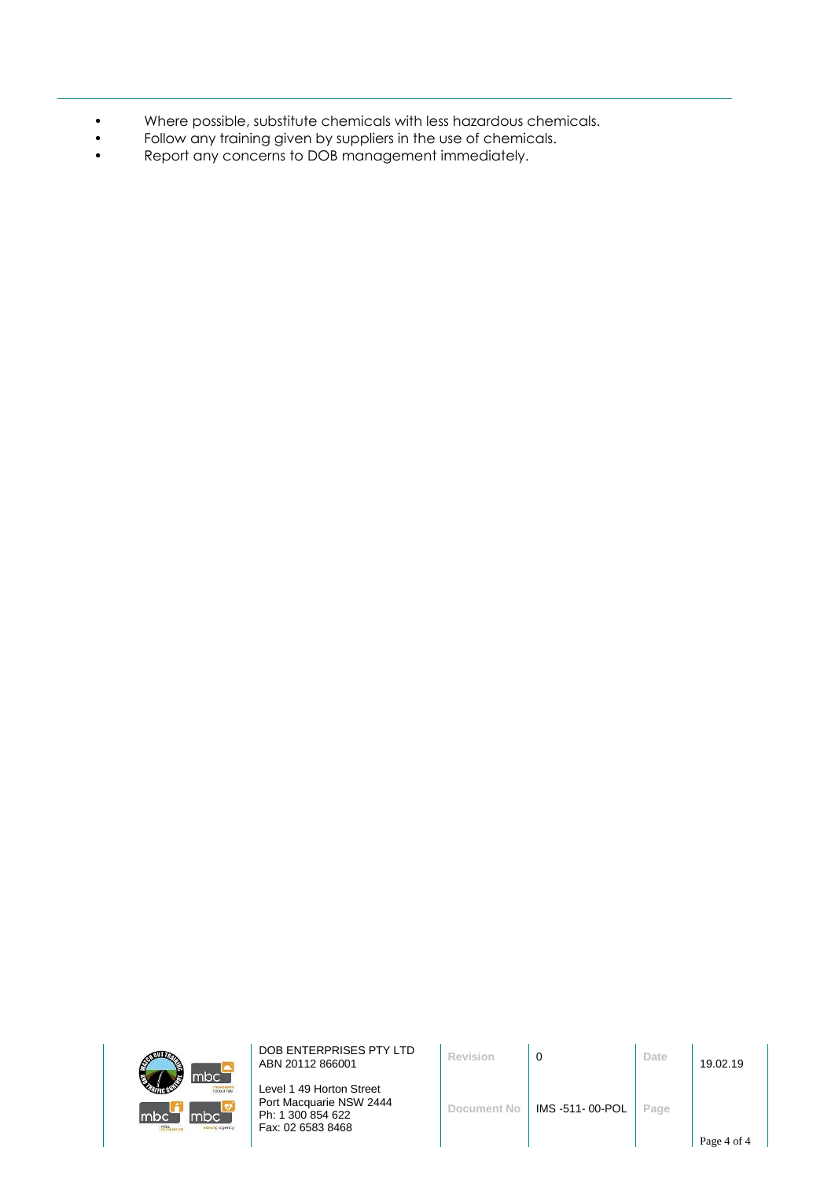- Where possible, substitute chemicals with less hazardous chemicals.
- Follow any training given by suppliers in the use of chemicals.
- Report any concerns to DOB management immediately.